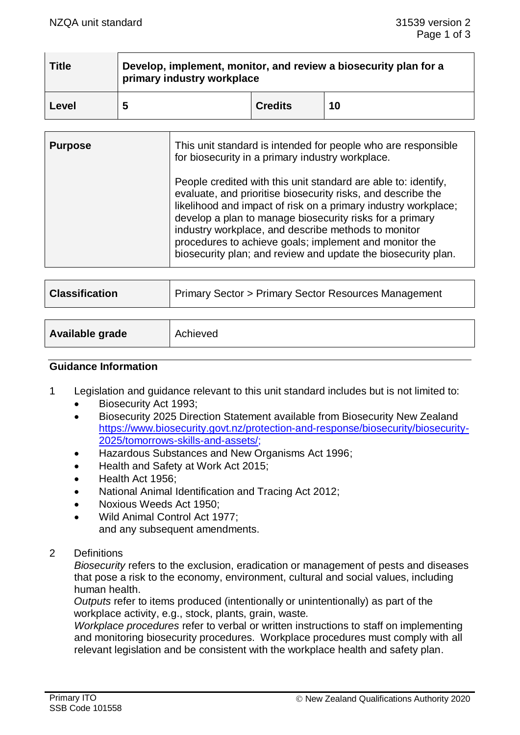| Title | Develop, implement, monitor, and review a biosecurity plan for a primary industry workplace | | |
|---|---|---|---|
| Level | 5 | Credits | 10 |

| Purpose | This unit standard is intended for people who are responsible for biosecurity in a primary industry workplace.<br><br>People credited with this unit standard are able to: identify, evaluate, and prioritise biosecurity risks, and describe the likelihood and impact of risk on a primary industry workplace; develop a plan to manage biosecurity risks for a primary industry workplace, and describe methods to monitor procedures to achieve goals; implement and monitor the biosecurity plan; and review and update the biosecurity plan. |
|---|---|

| Classification | Primary Sector > Primary Sector Resources Management |
|---|---|

| Available grade | Achieved |
|---|---|

## Guidance Information

1 Legislation and guidance relevant to this unit standard includes but is not limited to:
- Biosecurity Act 1993;
- Biosecurity 2025 Direction Statement available from Biosecurity New Zealand https://www.biosecurity.govt.nz/protection-and-response/biosecurity/biosecurity-2025/tomorrows-skills-and-assets/;
- Hazardous Substances and New Organisms Act 1996;
- Health and Safety at Work Act 2015;
- Health Act 1956;
- National Animal Identification and Tracing Act 2012;
- Noxious Weeds Act 1950;
- Wild Animal Control Act 1977;

and any subsequent amendments.

2 Definitions

*Biosecurity* refers to the exclusion, eradication or management of pests and diseases that pose a risk to the economy, environment, cultural and social values, including human health.

*Outputs* refer to items produced (intentionally or unintentionally) as part of the workplace activity, e.g., stock, plants, grain, waste.

*Workplace procedures* refer to verbal or written instructions to staff on implementing and monitoring biosecurity procedures. Workplace procedures must comply with all relevant legislation and be consistent with the workplace health and safety plan.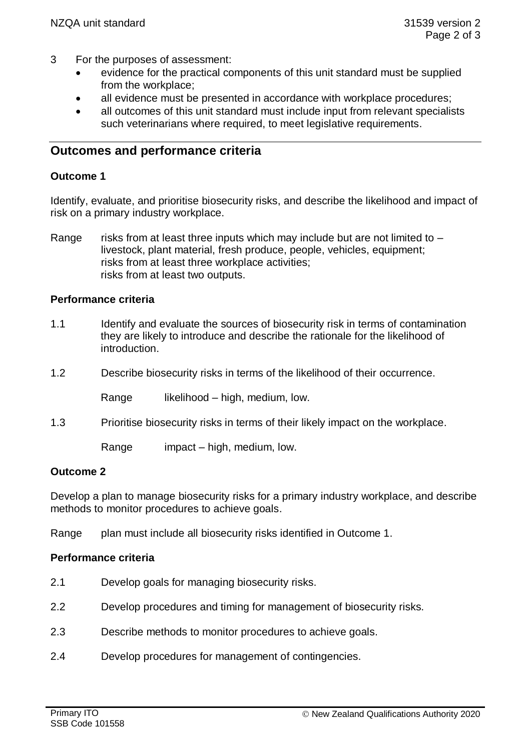3 For the purposes of assessment:
- evidence for the practical components of this unit standard must be supplied from the workplace;
- all evidence must be presented in accordance with workplace procedures;
- all outcomes of this unit standard must include input from relevant specialists such veterinarians where required, to meet legislative requirements.

## Outcomes and performance criteria

### Outcome 1

Identify, evaluate, and prioritise biosecurity risks, and describe the likelihood and impact of risk on a primary industry workplace.

Range risks from at least three inputs which may include but are not limited to – livestock, plant material, fresh produce, people, vehicles, equipment;
risks from at least three workplace activities;
risks from at least two outputs.

### Performance criteria

1.1 Identify and evaluate the sources of biosecurity risk in terms of contamination they are likely to introduce and describe the rationale for the likelihood of introduction.

1.2 Describe biosecurity risks in terms of the likelihood of their occurrence.

Range likelihood – high, medium, low.

1.3 Prioritise biosecurity risks in terms of their likely impact on the workplace.

Range impact – high, medium, low.

### Outcome 2

Develop a plan to manage biosecurity risks for a primary industry workplace, and describe methods to monitor procedures to achieve goals.

Range plan must include all biosecurity risks identified in Outcome 1.

### Performance criteria

2.1 Develop goals for managing biosecurity risks.

2.2 Develop procedures and timing for management of biosecurity risks.

2.3 Describe methods to monitor procedures to achieve goals.

2.4 Develop procedures for management of contingencies.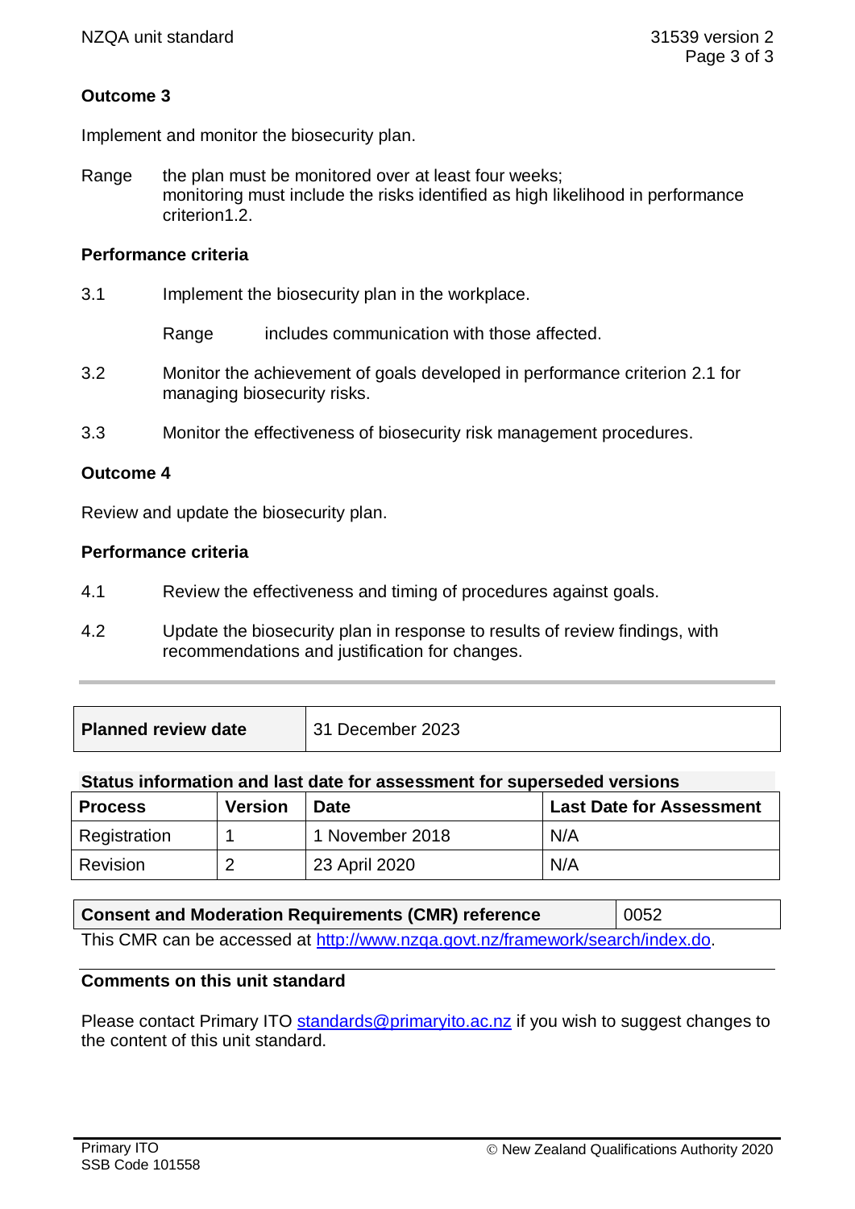### Outcome 3

Implement and monitor the biosecurity plan.

Range the plan must be monitored over at least four weeks;
monitoring must include the risks identified as high likelihood in performance criterion1.2.

#### Performance criteria

3.1 Implement the biosecurity plan in the workplace.

Range includes communication with those affected.

3.2 Monitor the achievement of goals developed in performance criterion 2.1 for managing biosecurity risks.

3.3 Monitor the effectiveness of biosecurity risk management procedures.

### Outcome 4

Review and update the biosecurity plan.

#### Performance criteria

4.1 Review the effectiveness and timing of procedures against goals.

4.2 Update the biosecurity plan in response to results of review findings, with recommendations and justification for changes.

---

| | |
|---|---|
| **Planned review date** | 31 December 2023 |

**Status information and last date for assessment for superseded versions**

| Process | Version | Date | Last Date for Assessment |
|---|---|---|---|
| Registration | 1 | 1 November 2018 | N/A |
| Revision | 2 | 23 April 2020 | N/A |

| | |
|---|---|
| **Consent and Moderation Requirements (CMR) reference** | 0052 |

This CMR can be accessed at http://www.nzqa.govt.nz/framework/search/index.do.

**Comments on this unit standard**

Please contact Primary ITO standards@primaryito.ac.nz if you wish to suggest changes to the content of this unit standard.